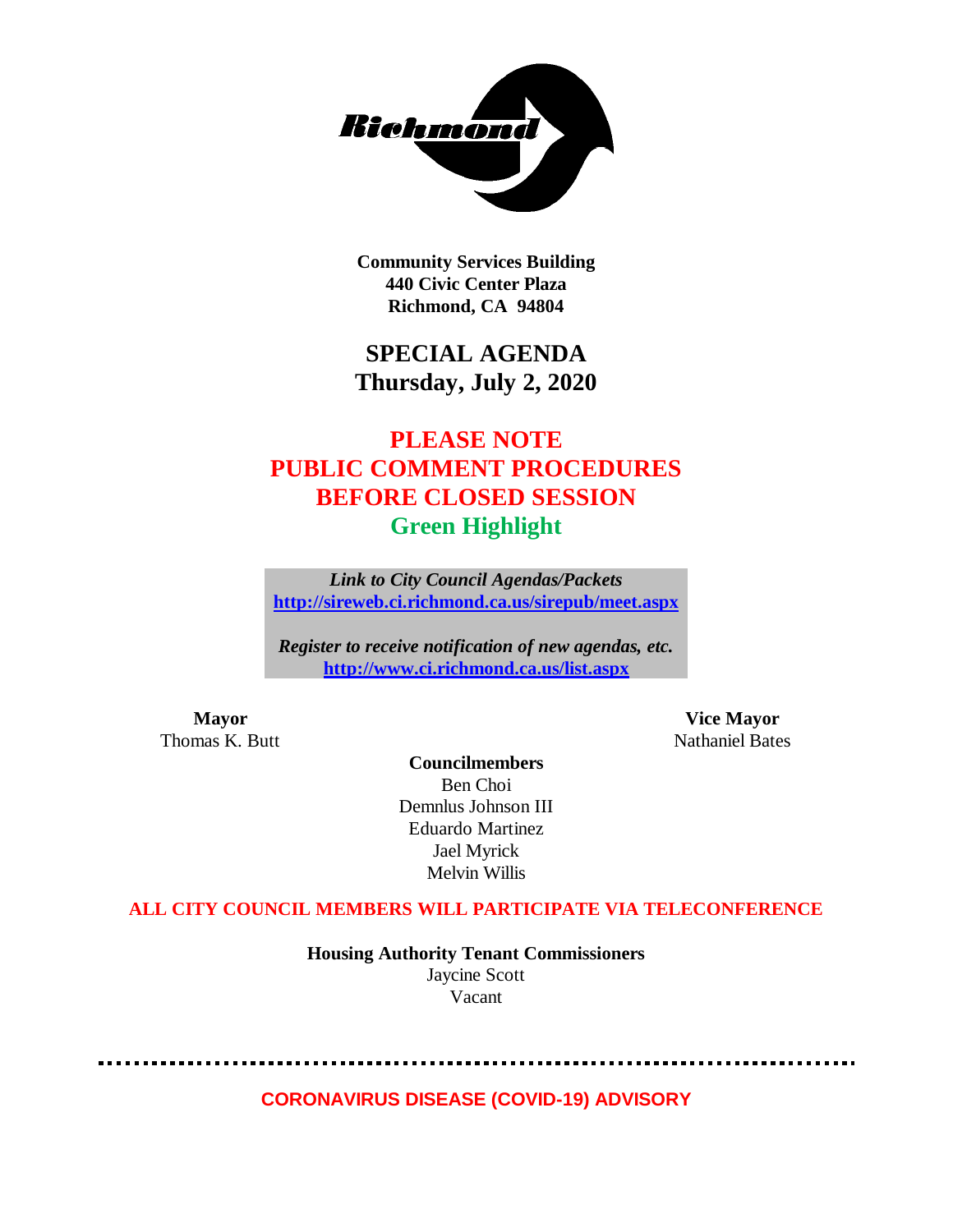**Community Services Building**
**440 Civic Center Plaza**
**Richmond, CA 94804**

# SPECIAL AGENDA
## Thursday, July 2, 2020

## PLEASE NOTE
## PUBLIC COMMENT PROCEDURES
## BEFORE CLOSED SESSION
## Green Highlight

***Link to City Council Agendas/Packets***
**http://sireweb.ci.richmond.ca.us/sirepub/meet.aspx**

***Register to receive notification of new agendas, etc.***
**http://www.ci.richmond.ca.us/list.aspx**

**Mayor**
Thomas K. Butt

**Vice Mayor**
Nathaniel Bates

**Councilmembers**
Ben Choi
Demnlus Johnson III
Eduardo Martinez
Jael Myrick
Melvin Willis

**ALL CITY COUNCIL MEMBERS WILL PARTICIPATE VIA TELECONFERENCE**

**Housing Authority Tenant Commissioners**
Jaycine Scott
Vacant

**CORONAVIRUS DISEASE (COVID-19) ADVISORY**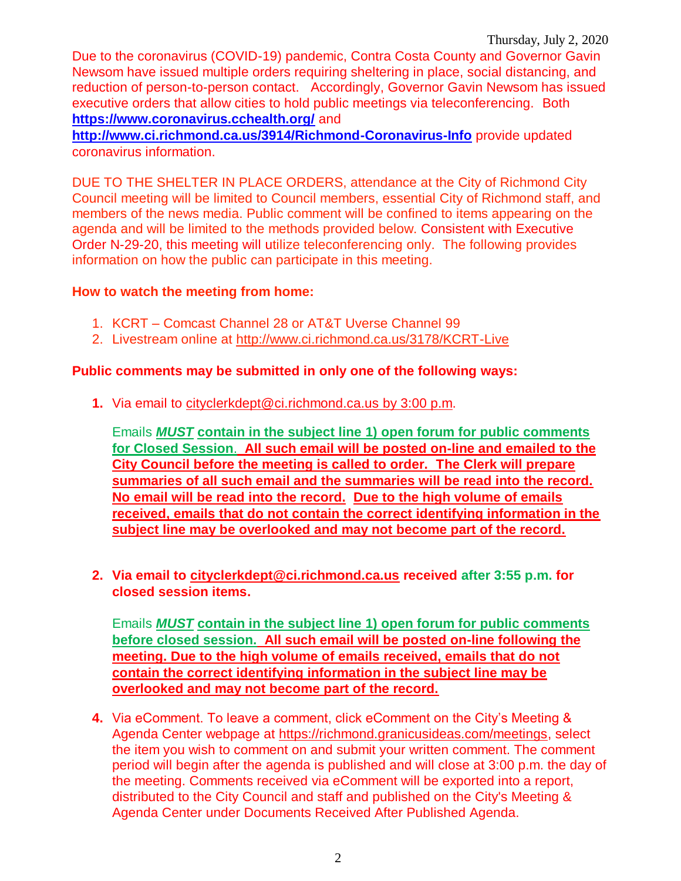Thursday, July 2, 2020

Due to the coronavirus (COVID-19) pandemic, Contra Costa County and Governor Gavin Newsom have issued multiple orders requiring sheltering in place, social distancing, and reduction of person-to-person contact. Accordingly, Governor Gavin Newsom has issued executive orders that allow cities to hold public meetings via teleconferencing. Both **https://www.coronavirus.cchealth.org/** and **http://www.ci.richmond.ca.us/3914/Richmond-Coronavirus-Info** provide updated coronavirus information.

DUE TO THE SHELTER IN PLACE ORDERS, attendance at the City of Richmond City Council meeting will be limited to Council members, essential City of Richmond staff, and members of the news media. Public comment will be confined to items appearing on the agenda and will be limited to the methods provided below. Consistent with Executive Order N-29-20, this meeting will utilize teleconferencing only. The following provides information on how the public can participate in this meeting.

**How to watch the meeting from home:**

1. KCRT – Comcast Channel 28 or AT&T Uverse Channel 99
2. Livestream online at http://www.ci.richmond.ca.us/3178/KCRT-Live

**Public comments may be submitted in only one of the following ways:**

**1.** Via email to cityclerkdept@ci.richmond.ca.us by 3:00 p.m.

Emails ***MUST*** **contain in the subject line 1) open forum for public comments for Closed Session. All such email will be posted on-line and emailed to the City Council before the meeting is called to order. The Clerk will prepare summaries of all such email and the summaries will be read into the record. No email will be read into the record. Due to the high volume of emails received, emails that do not contain the correct identifying information in the subject line may be overlooked and may not become part of the record.**

**2. Via email to cityclerkdept@ci.richmond.ca.us received after 3:55 p.m. for closed session items.**

Emails ***MUST*** **contain in the subject line 1) open forum for public comments before closed session. All such email will be posted on-line following the meeting. Due to the high volume of emails received, emails that do not contain the correct identifying information in the subject line may be overlooked and may not become part of the record.**

**4.** Via eComment. To leave a comment, click eComment on the City's Meeting & Agenda Center webpage at https://richmond.granicusideas.com/meetings, select the item you wish to comment on and submit your written comment. The comment period will begin after the agenda is published and will close at 3:00 p.m. the day of the meeting. Comments received via eComment will be exported into a report, distributed to the City Council and staff and published on the City's Meeting & Agenda Center under Documents Received After Published Agenda.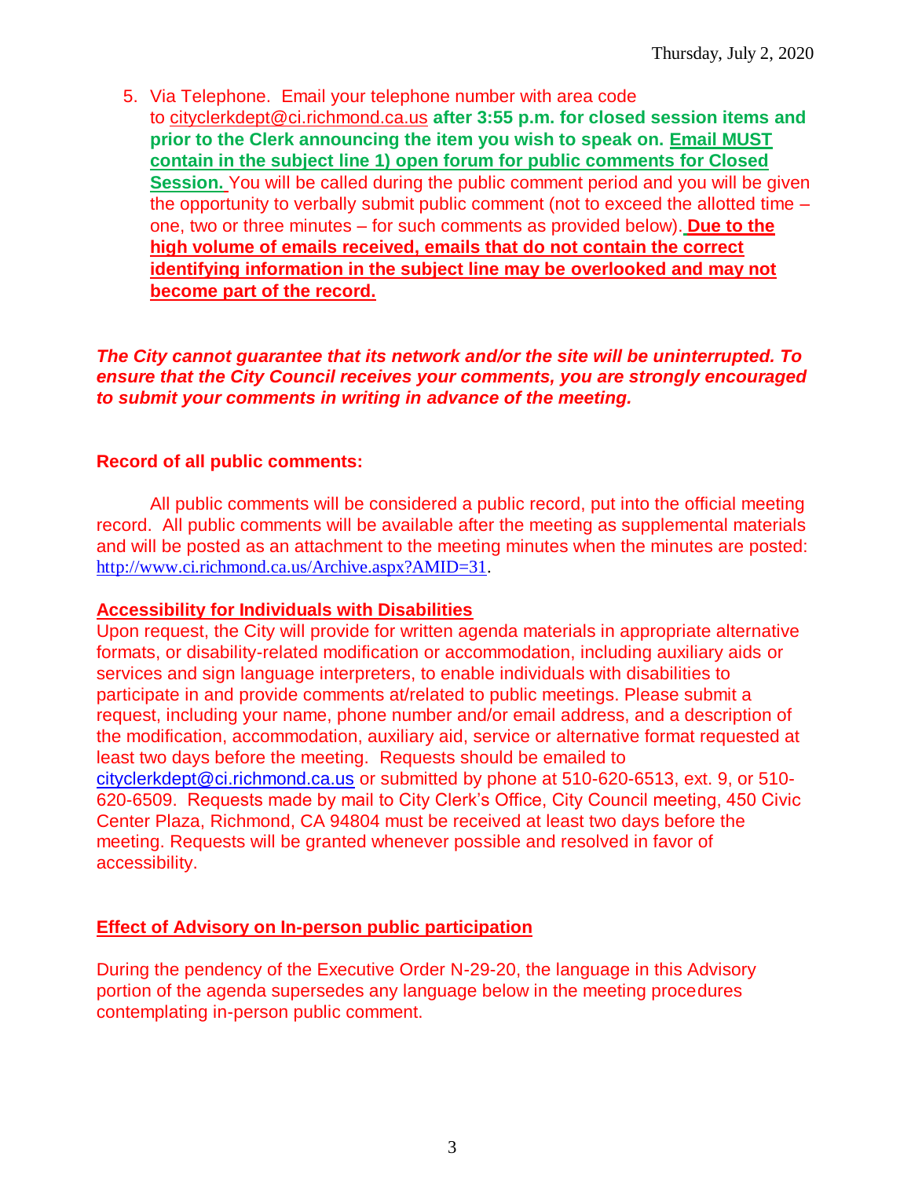5. Via Telephone. Email your telephone number with area code to cityclerkdept@ci.richmond.ca.us **after 3:55 p.m. for closed session items and prior to the Clerk announcing the item you wish to speak on. Email MUST contain in the subject line 1) open forum for public comments for Closed Session.** You will be called during the public comment period and you will be given the opportunity to verbally submit public comment (not to exceed the allotted time – one, two or three minutes – for such comments as provided below). **Due to the high volume of emails received, emails that do not contain the correct identifying information in the subject line may be overlooked and may not become part of the record.**

***The City cannot guarantee that its network and/or the site will be uninterrupted. To ensure that the City Council receives your comments, you are strongly encouraged to submit your comments in writing in advance of the meeting.***

**Record of all public comments:**

All public comments will be considered a public record, put into the official meeting record. All public comments will be available after the meeting as supplemental materials and will be posted as an attachment to the meeting minutes when the minutes are posted: http://www.ci.richmond.ca.us/Archive.aspx?AMID=31.

**Accessibility for Individuals with Disabilities**

Upon request, the City will provide for written agenda materials in appropriate alternative formats, or disability-related modification or accommodation, including auxiliary aids or services and sign language interpreters, to enable individuals with disabilities to participate in and provide comments at/related to public meetings. Please submit a request, including your name, phone number and/or email address, and a description of the modification, accommodation, auxiliary aid, service or alternative format requested at least two days before the meeting. Requests should be emailed to cityclerkdept@ci.richmond.ca.us or submitted by phone at 510-620-6513, ext. 9, or 510-620-6509. Requests made by mail to City Clerk's Office, City Council meeting, 450 Civic Center Plaza, Richmond, CA 94804 must be received at least two days before the meeting. Requests will be granted whenever possible and resolved in favor of accessibility.

**Effect of Advisory on In-person public participation**

During the pendency of the Executive Order N-29-20, the language in this Advisory portion of the agenda supersedes any language below in the meeting procedures contemplating in-person public comment.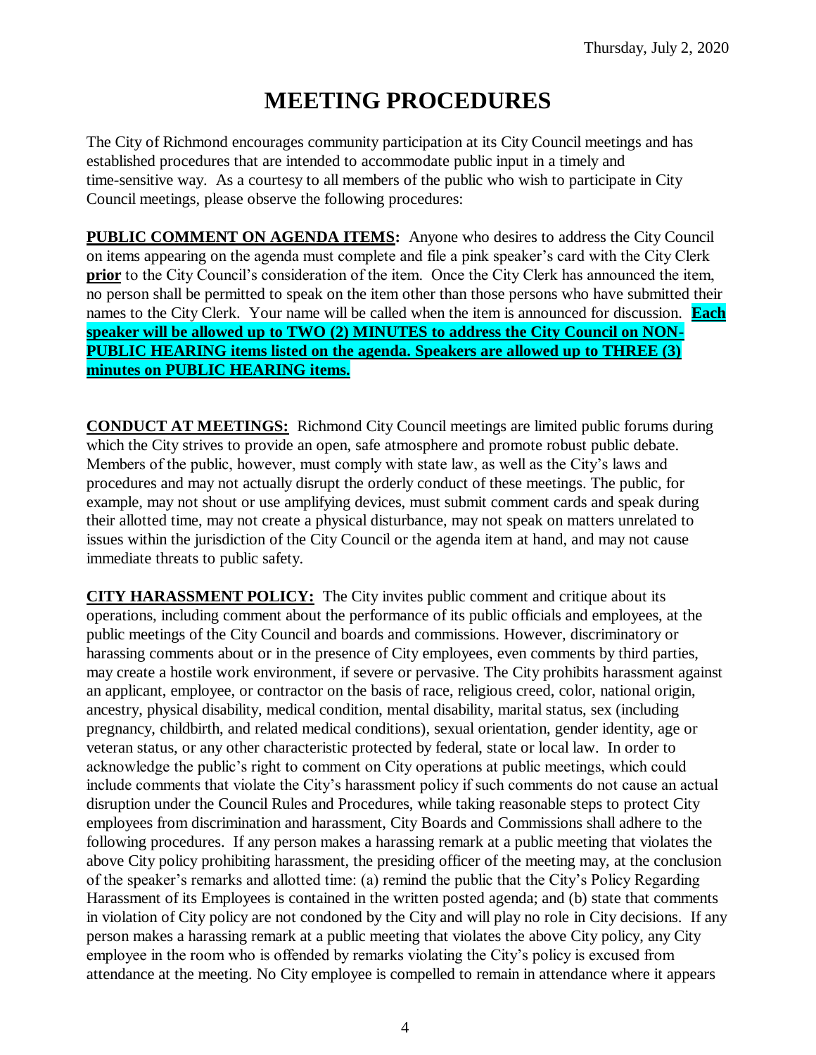# MEETING PROCEDURES

The City of Richmond encourages community participation at its City Council meetings and has established procedures that are intended to accommodate public input in a timely and time-sensitive way. As a courtesy to all members of the public who wish to participate in City Council meetings, please observe the following procedures:

**PUBLIC COMMENT ON AGENDA ITEMS:** Anyone who desires to address the City Council on items appearing on the agenda must complete and file a pink speaker's card with the City Clerk **prior** to the City Council's consideration of the item. Once the City Clerk has announced the item, no person shall be permitted to speak on the item other than those persons who have submitted their names to the City Clerk. Your name will be called when the item is announced for discussion. **Each speaker will be allowed up to TWO (2) MINUTES to address the City Council on NON-PUBLIC HEARING items listed on the agenda. Speakers are allowed up to THREE (3) minutes on PUBLIC HEARING items.**

**CONDUCT AT MEETINGS:** Richmond City Council meetings are limited public forums during which the City strives to provide an open, safe atmosphere and promote robust public debate. Members of the public, however, must comply with state law, as well as the City's laws and procedures and may not actually disrupt the orderly conduct of these meetings. The public, for example, may not shout or use amplifying devices, must submit comment cards and speak during their allotted time, may not create a physical disturbance, may not speak on matters unrelated to issues within the jurisdiction of the City Council or the agenda item at hand, and may not cause immediate threats to public safety.

**CITY HARASSMENT POLICY:** The City invites public comment and critique about its operations, including comment about the performance of its public officials and employees, at the public meetings of the City Council and boards and commissions. However, discriminatory or harassing comments about or in the presence of City employees, even comments by third parties, may create a hostile work environment, if severe or pervasive. The City prohibits harassment against an applicant, employee, or contractor on the basis of race, religious creed, color, national origin, ancestry, physical disability, medical condition, mental disability, marital status, sex (including pregnancy, childbirth, and related medical conditions), sexual orientation, gender identity, age or veteran status, or any other characteristic protected by federal, state or local law. In order to acknowledge the public's right to comment on City operations at public meetings, which could include comments that violate the City's harassment policy if such comments do not cause an actual disruption under the Council Rules and Procedures, while taking reasonable steps to protect City employees from discrimination and harassment, City Boards and Commissions shall adhere to the following procedures. If any person makes a harassing remark at a public meeting that violates the above City policy prohibiting harassment, the presiding officer of the meeting may, at the conclusion of the speaker's remarks and allotted time: (a) remind the public that the City's Policy Regarding Harassment of its Employees is contained in the written posted agenda; and (b) state that comments in violation of City policy are not condoned by the City and will play no role in City decisions. If any person makes a harassing remark at a public meeting that violates the above City policy, any City employee in the room who is offended by remarks violating the City's policy is excused from attendance at the meeting. No City employee is compelled to remain in attendance where it appears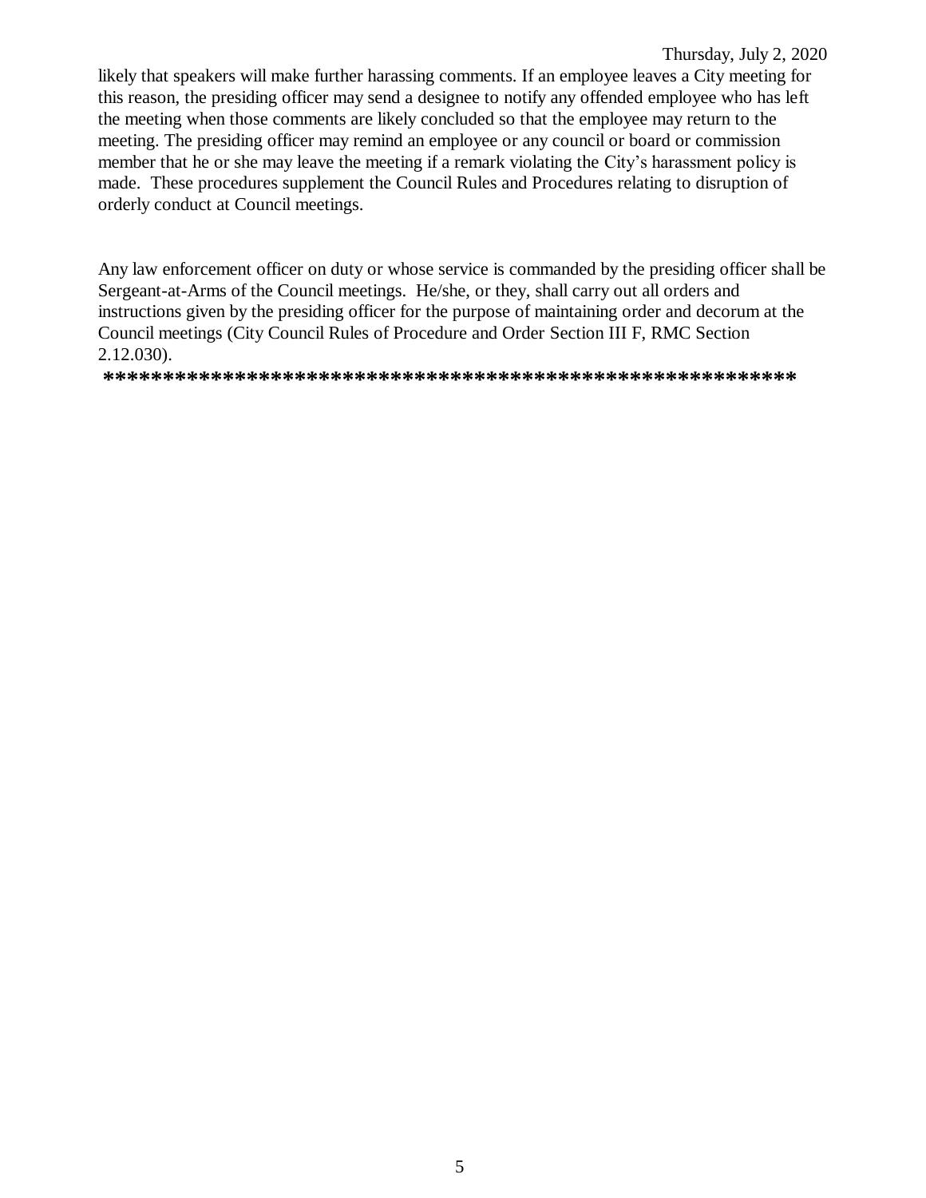likely that speakers will make further harassing comments. If an employee leaves a City meeting for this reason, the presiding officer may send a designee to notify any offended employee who has left the meeting when those comments are likely concluded so that the employee may return to the meeting. The presiding officer may remind an employee or any council or board or commission member that he or she may leave the meeting if a remark violating the City's harassment policy is made. These procedures supplement the Council Rules and Procedures relating to disruption of orderly conduct at Council meetings.

Any law enforcement officer on duty or whose service is commanded by the presiding officer shall be Sergeant-at-Arms of the Council meetings. He/she, or they, shall carry out all orders and instructions given by the presiding officer for the purpose of maintaining order and decorum at the Council meetings (City Council Rules of Procedure and Order Section III F, RMC Section 2.12.030).

**\*\*\*\*\*\*\*\*\*\*\*\*\*\*\*\*\*\*\*\*\*\*\*\*\*\*\*\*\*\*\*\*\*\*\*\*\*\*\*\*\*\*\*\*\*\*\*\*\*\*\*\*\*\*\*\*\*\*\*\*\*\***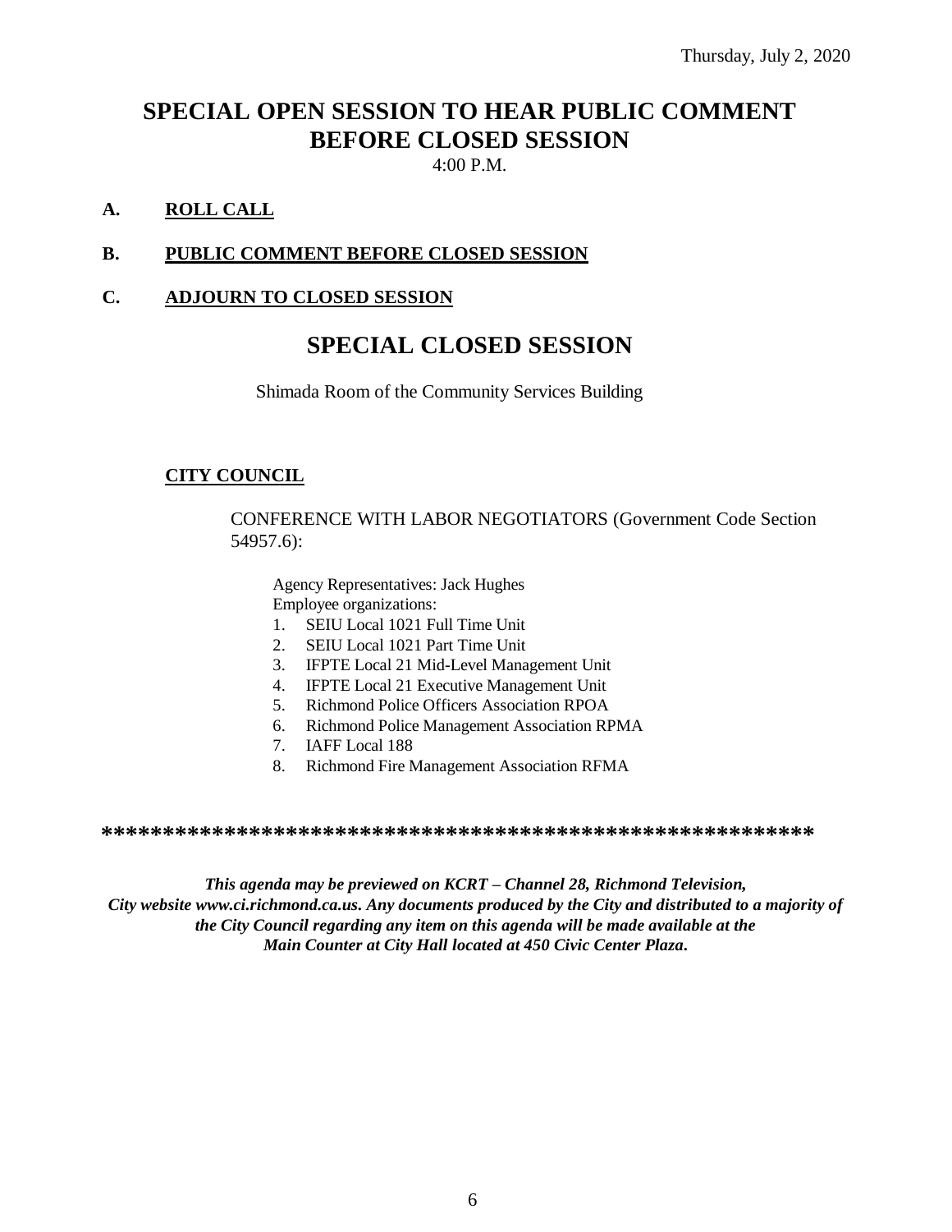Thursday, July 2, 2020

# SPECIAL OPEN SESSION TO HEAR PUBLIC COMMENT BEFORE CLOSED SESSION

4:00 P.M.

**A. ROLL CALL**

**B. PUBLIC COMMENT BEFORE CLOSED SESSION**

**C. ADJOURN TO CLOSED SESSION**

# SPECIAL CLOSED SESSION

Shimada Room of the Community Services Building

**CITY COUNCIL**

CONFERENCE WITH LABOR NEGOTIATORS (Government Code Section 54957.6):

Agency Representatives: Jack Hughes
Employee organizations:

1. SEIU Local 1021 Full Time Unit
2. SEIU Local 1021 Part Time Unit
3. IFPTE Local 21 Mid-Level Management Unit
4. IFPTE Local 21 Executive Management Unit
5. Richmond Police Officers Association RPOA
6. Richmond Police Management Association RPMA
7. IAFF Local 188
8. Richmond Fire Management Association RFMA

**********************************************************

***This agenda may be previewed on KCRT – Channel 28, Richmond Television, City website www.ci.richmond.ca.us. Any documents produced by the City and distributed to a majority of the City Council regarding any item on this agenda will be made available at the Main Counter at City Hall located at 450 Civic Center Plaza.***